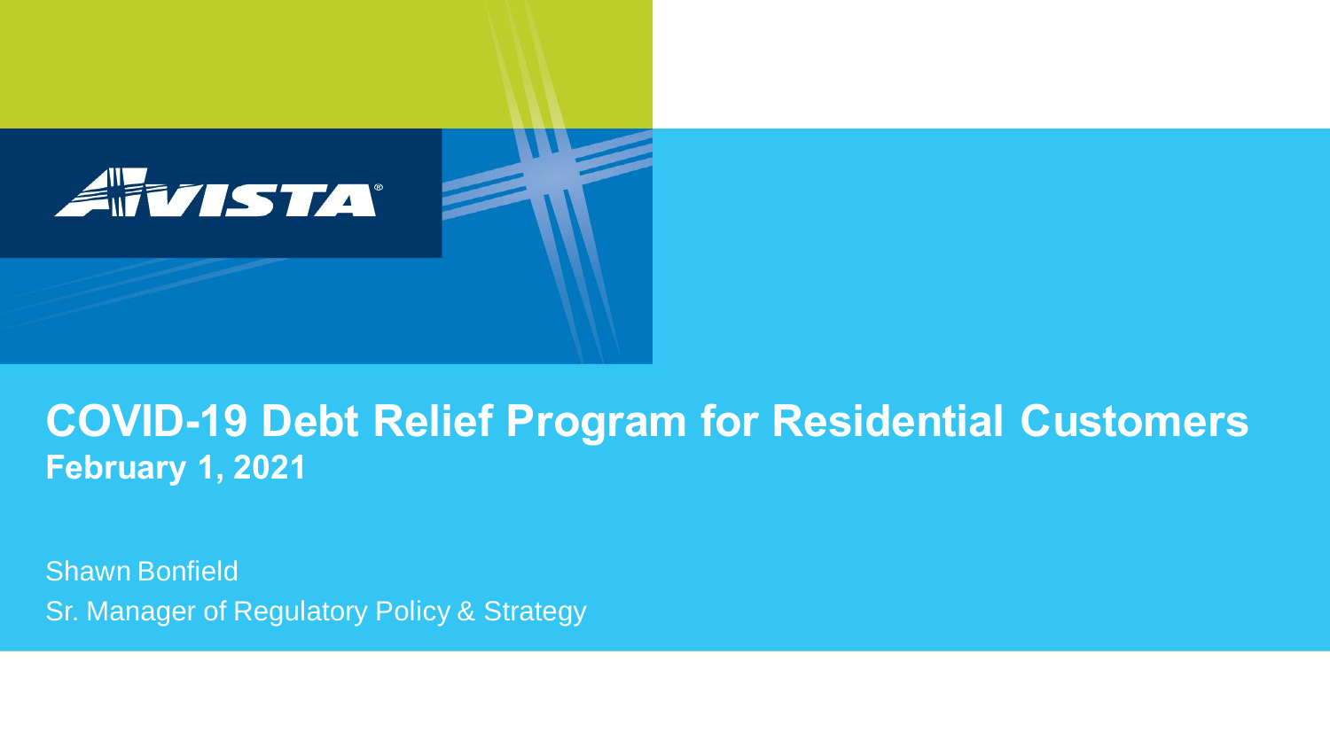AVISTA

# COVID-19 Debt Relief Program for Residential Customers

**February 1, 2021**

Shawn Bonfield

Sr. Manager of Regulatory Policy & Strategy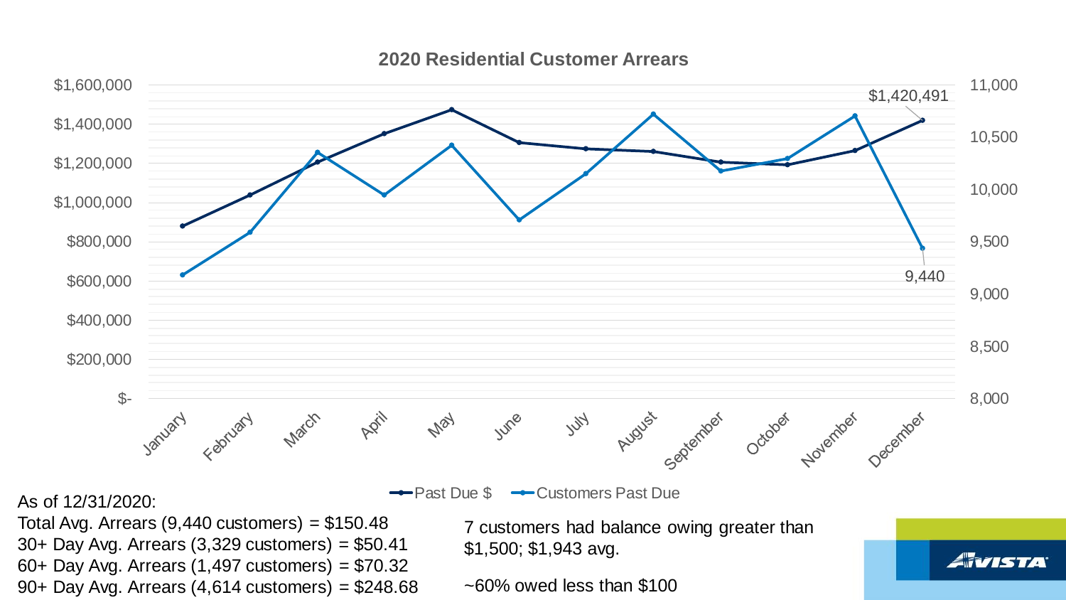## 2020 Residential Customer Arrears

$1,420,491

9,440

Past Due $ | Customers Past Due

As of 12/31/2020:
Total Avg. Arrears (9,440 customers) = $150.48
30+ Day Avg. Arrears (3,329 customers) = $50.41
60+ Day Avg. Arrears (1,497 customers) = $70.32
90+ Day Avg. Arrears (4,614 customers) = $248.68

7 customers had balance owing greater than $1,500; $1,943 avg.

~60% owed less than $100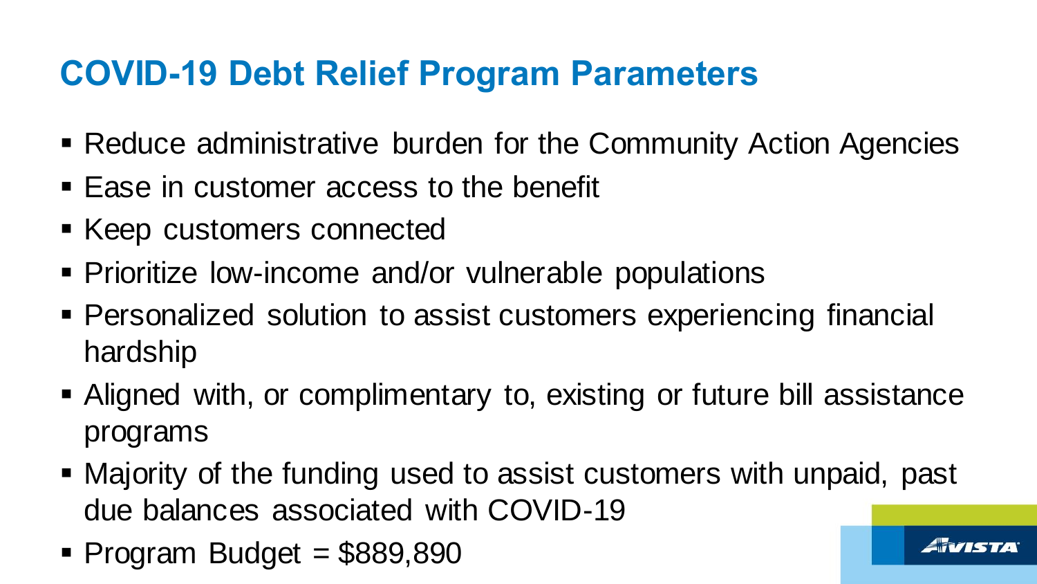# COVID-19 Debt Relief Program Parameters

- Reduce administrative burden for the Community Action Agencies
- Ease in customer access to the benefit
- Keep customers connected
- Prioritize low-income and/or vulnerable populations
- Personalized solution to assist customers experiencing financial hardship
- Aligned with, or complimentary to, existing or future bill assistance programs
- Majority of the funding used to assist customers with unpaid, past due balances associated with COVID-19
- Program Budget = $889,890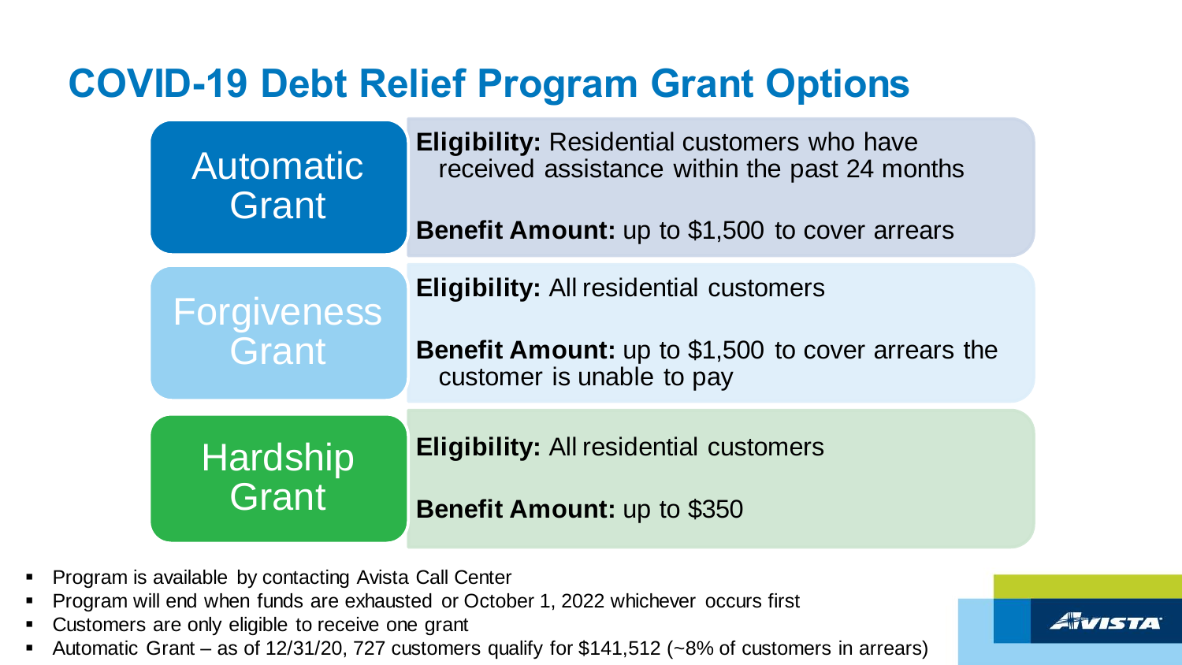# COVID-19 Debt Relief Program Grant Options

| Grant | Details |
|---|---|
| Automatic Grant | **Eligibility:** Residential customers who have received assistance within the past 24 months<br><br>**Benefit Amount:** up to $1,500 to cover arrears |
| Forgiveness Grant | **Eligibility:** All residential customers<br><br>**Benefit Amount:** up to $1,500 to cover arrears the customer is unable to pay |
| Hardship Grant | **Eligibility:** All residential customers<br><br>**Benefit Amount:** up to $350 |

- Program is available by contacting Avista Call Center
- Program will end when funds are exhausted or October 1, 2022 whichever occurs first
- Customers are only eligible to receive one grant
- Automatic Grant – as of 12/31/20, 727 customers qualify for $141,512 (~8% of customers in arrears)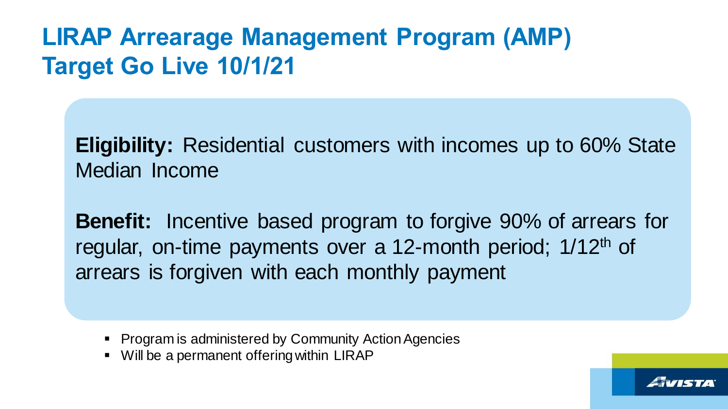# LIRAP Arrearage Management Program (AMP) Target Go Live 10/1/21

**Eligibility:** Residential customers with incomes up to 60% State Median Income

**Benefit:** Incentive based program to forgive 90% of arrears for regular, on-time payments over a 12-month period; 1/12th of arrears is forgiven with each monthly payment

- Program is administered by Community Action Agencies
- Will be a permanent offering within LIRAP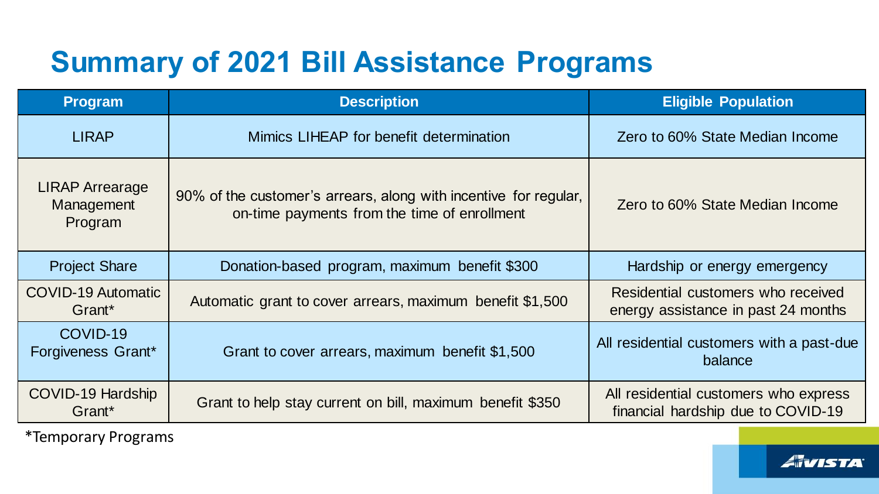# Summary of 2021 Bill Assistance Programs

| Program | Description | Eligible Population |
|---|---|---|
| LIRAP | Mimics LIHEAP for benefit determination | Zero to 60% State Median Income |
| LIRAP Arrearage Management Program | 90% of the customer's arrears, along with incentive for regular, on-time payments from the time of enrollment | Zero to 60% State Median Income |
| Project Share | Donation-based program, maximum benefit $300 | Hardship or energy emergency |
| COVID-19 Automatic Grant* | Automatic grant to cover arrears, maximum benefit $1,500 | Residential customers who received energy assistance in past 24 months |
| COVID-19 Forgiveness Grant* | Grant to cover arrears, maximum benefit $1,500 | All residential customers with a past-due balance |
| COVID-19 Hardship Grant* | Grant to help stay current on bill, maximum benefit $350 | All residential customers who express financial hardship due to COVID-19 |

*Temporary Programs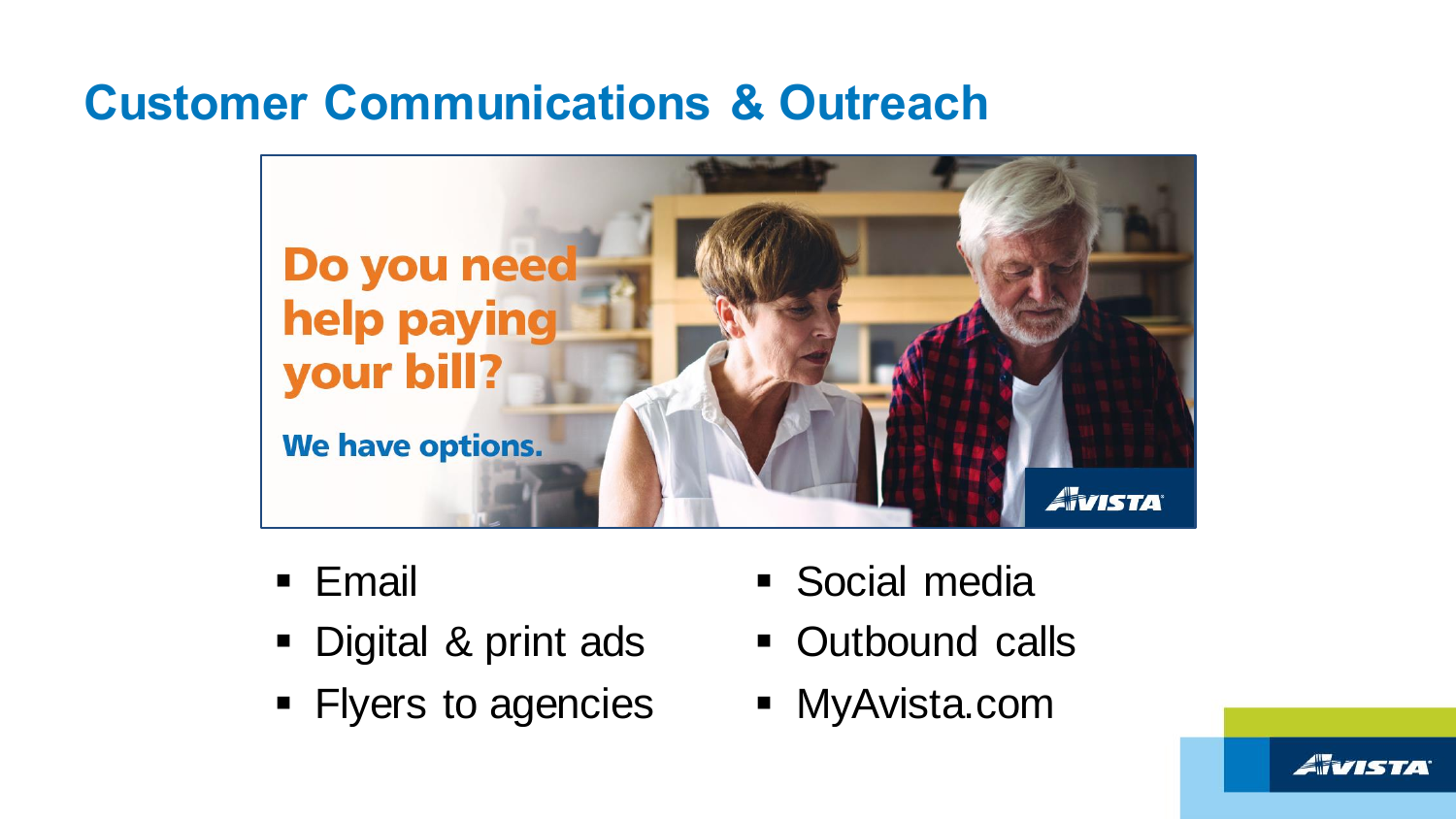# Customer Communications & Outreach

Do you need help paying your bill?

We have options.

- Email
- Digital & print ads
- Flyers to agencies
- Social media
- Outbound calls
- MyAvista.com